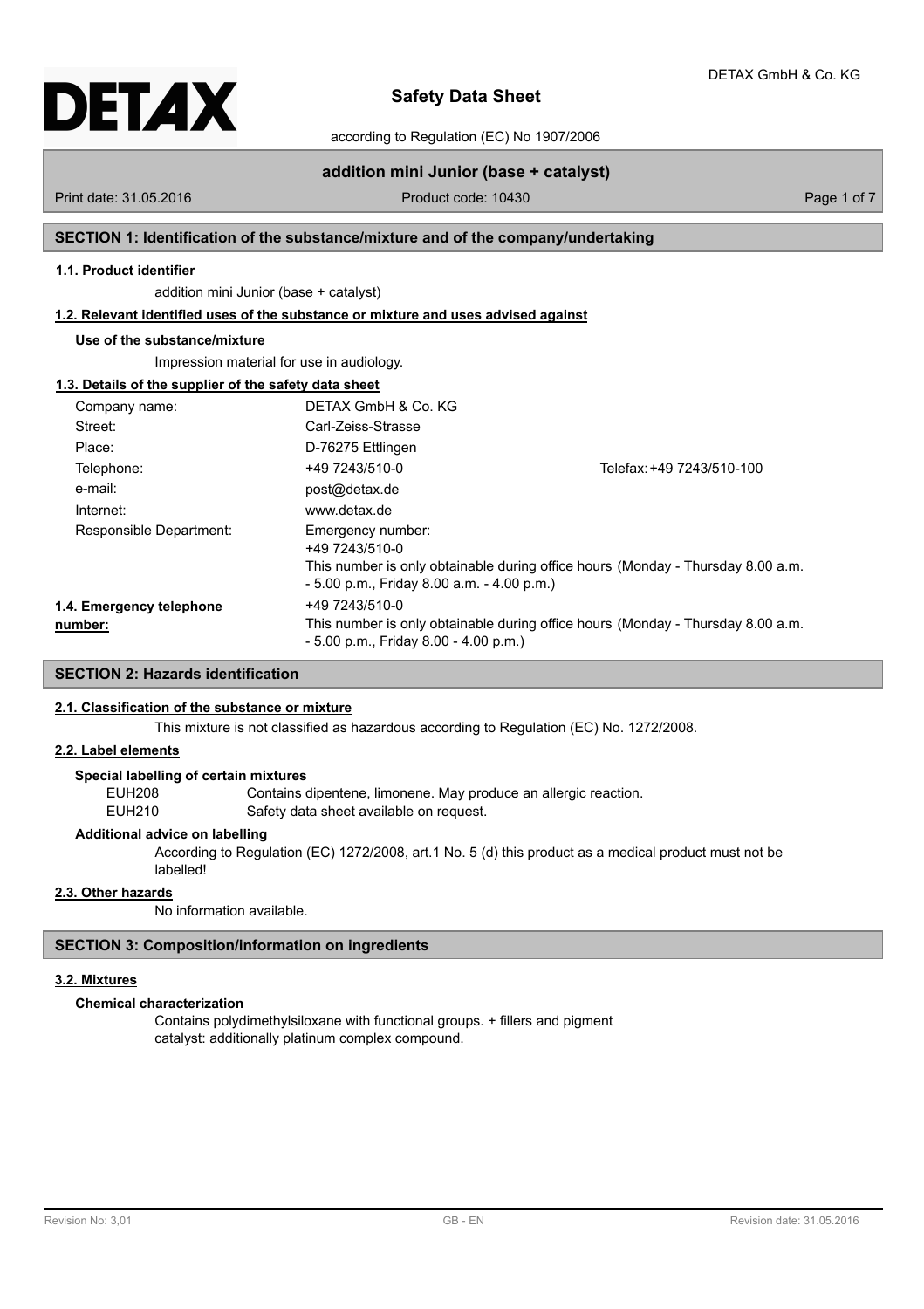# Safety Data Sheet

according to Regulation (EC) No 1907/2006

**addition mini Junior (base + catalyst)**

Print date: 31.05.2016 Product code: 10430

## SECTION 1: Identification of the substance/mixture and of the company/undertaking

### 1.1. Product identifier

addition mini Junior (base + catalyst)

### 1.2. Relevant identified uses of the substance or mixture and uses advised against

**Use of the substance/mixture**

Impression material for use in audiology.

### 1.3. Details of the supplier of the safety data sheet

| | | |
|---|---|---|
| Company name: | DETAX GmbH & Co. KG | |
| Street: | Carl-Zeiss-Strasse | |
| Place: | D-76275 Ettlingen | |
| Telephone: | +49 7243/510-0 | Telefax: +49 7243/510-100 |
| e-mail: | post@detax.de | |
| Internet: | www.detax.de | |
| Responsible Department: | Emergency number:<br>+49 7243/510-0<br>This number is only obtainable during office hours (Monday - Thursday 8.00 a.m. - 5.00 p.m., Friday 8.00 a.m. - 4.00 p.m.) | |

**1.4. Emergency telephone number:** +49 7243/510-0
This number is only obtainable during office hours (Monday - Thursday 8.00 a.m. - 5.00 p.m., Friday 8.00 - 4.00 p.m.)

## SECTION 2: Hazards identification

### 2.1. Classification of the substance or mixture

This mixture is not classified as hazardous according to Regulation (EC) No. 1272/2008.

### 2.2. Label elements

**Special labelling of certain mixtures**

EUH208 Contains dipentene, limonene. May produce an allergic reaction.
EUH210 Safety data sheet available on request.

**Additional advice on labelling**

According to Regulation (EC) 1272/2008, art.1 No. 5 (d) this product as a medical product must not be labelled!

### 2.3. Other hazards

No information available.

## SECTION 3: Composition/information on ingredients

### 3.2. Mixtures

**Chemical characterization**

Contains polydimethylsiloxane with functional groups. + fillers and pigment
catalyst: additionally platinum complex compound.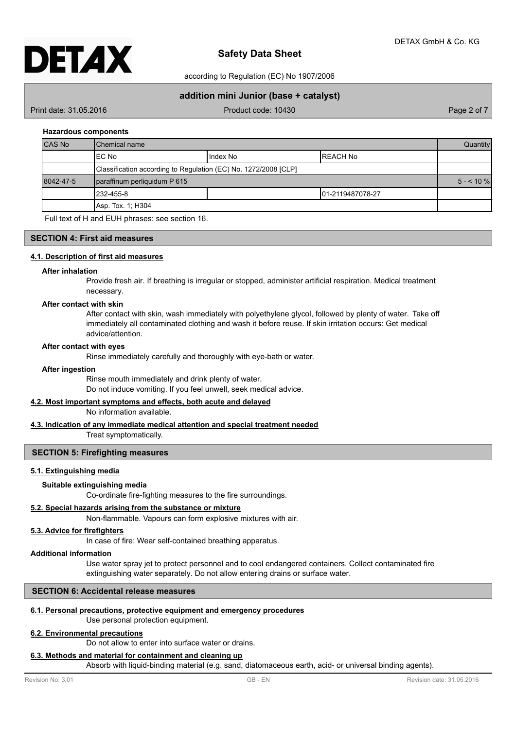#### Hazardous components

| CAS No | Chemical name | | | Quantity |
|---|---|---|---|---|
| | EC No | Index No | REACH No | |
| | Classification according to Regulation (EC) No. 1272/2008 [CLP] | | | |
| 8042-47-5 | paraffinum perliquidum P 615 | | | 5 - < 10 % |
| | 232-455-8 | | 01-2119487078-27 | |
| | Asp. Tox. 1; H304 | | | |

Full text of H and EUH phrases: see section 16.

## SECTION 4: First aid measures

### 4.1. Description of first aid measures

#### After inhalation

Provide fresh air. If breathing is irregular or stopped, administer artificial respiration. Medical treatment necessary.

#### After contact with skin

After contact with skin, wash immediately with polyethylene glycol, followed by plenty of water. Take off immediately all contaminated clothing and wash it before reuse. If skin irritation occurs: Get medical advice/attention.

#### After contact with eyes

Rinse immediately carefully and thoroughly with eye-bath or water.

#### After ingestion

Rinse mouth immediately and drink plenty of water.
Do not induce vomiting. If you feel unwell, seek medical advice.

### 4.2. Most important symptoms and effects, both acute and delayed

No information available.

### 4.3. Indication of any immediate medical attention and special treatment needed

Treat symptomatically.

## SECTION 5: Firefighting measures

### 5.1. Extinguishing media

#### Suitable extinguishing media

Co-ordinate fire-fighting measures to the fire surroundings.

### 5.2. Special hazards arising from the substance or mixture

Non-flammable. Vapours can form explosive mixtures with air.

### 5.3. Advice for firefighters

In case of fire: Wear self-contained breathing apparatus.

#### Additional information

Use water spray jet to protect personnel and to cool endangered containers. Collect contaminated fire extinguishing water separately. Do not allow entering drains or surface water.

## SECTION 6: Accidental release measures

### 6.1. Personal precautions, protective equipment and emergency procedures

Use personal protection equipment.

### 6.2. Environmental precautions

Do not allow to enter into surface water or drains.

### 6.3. Methods and material for containment and cleaning up

Absorb with liquid-binding material (e.g. sand, diatomaceous earth, acid- or universal binding agents).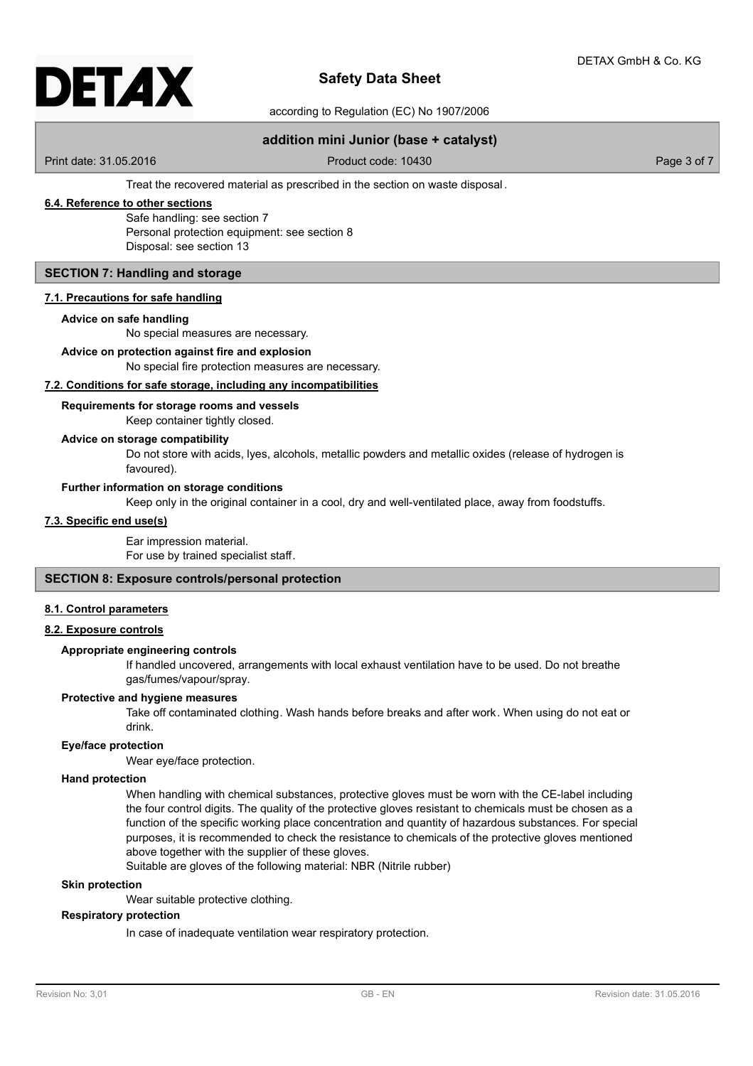Treat the recovered material as prescribed in the section on waste disposal.

### 6.4. Reference to other sections

Safe handling: see section 7
Personal protection equipment: see section 8
Disposal: see section 13

## SECTION 7: Handling and storage

### 7.1. Precautions for safe handling

**Advice on safe handling**

No special measures are necessary.

**Advice on protection against fire and explosion**

No special fire protection measures are necessary.

### 7.2. Conditions for safe storage, including any incompatibilities

**Requirements for storage rooms and vessels**

Keep container tightly closed.

**Advice on storage compatibility**

Do not store with acids, lyes, alcohols, metallic powders and metallic oxides (release of hydrogen is favoured).

**Further information on storage conditions**

Keep only in the original container in a cool, dry and well-ventilated place, away from foodstuffs.

### 7.3. Specific end use(s)

Ear impression material.
For use by trained specialist staff.

## SECTION 8: Exposure controls/personal protection

### 8.1. Control parameters

### 8.2. Exposure controls

**Appropriate engineering controls**

If handled uncovered, arrangements with local exhaust ventilation have to be used. Do not breathe gas/fumes/vapour/spray.

**Protective and hygiene measures**

Take off contaminated clothing. Wash hands before breaks and after work. When using do not eat or drink.

**Eye/face protection**

Wear eye/face protection.

**Hand protection**

When handling with chemical substances, protective gloves must be worn with the CE-label including the four control digits. The quality of the protective gloves resistant to chemicals must be chosen as a function of the specific working place concentration and quantity of hazardous substances. For special purposes, it is recommended to check the resistance to chemicals of the protective gloves mentioned above together with the supplier of these gloves.
Suitable are gloves of the following material: NBR (Nitrile rubber)

**Skin protection**

Wear suitable protective clothing.

**Respiratory protection**

In case of inadequate ventilation wear respiratory protection.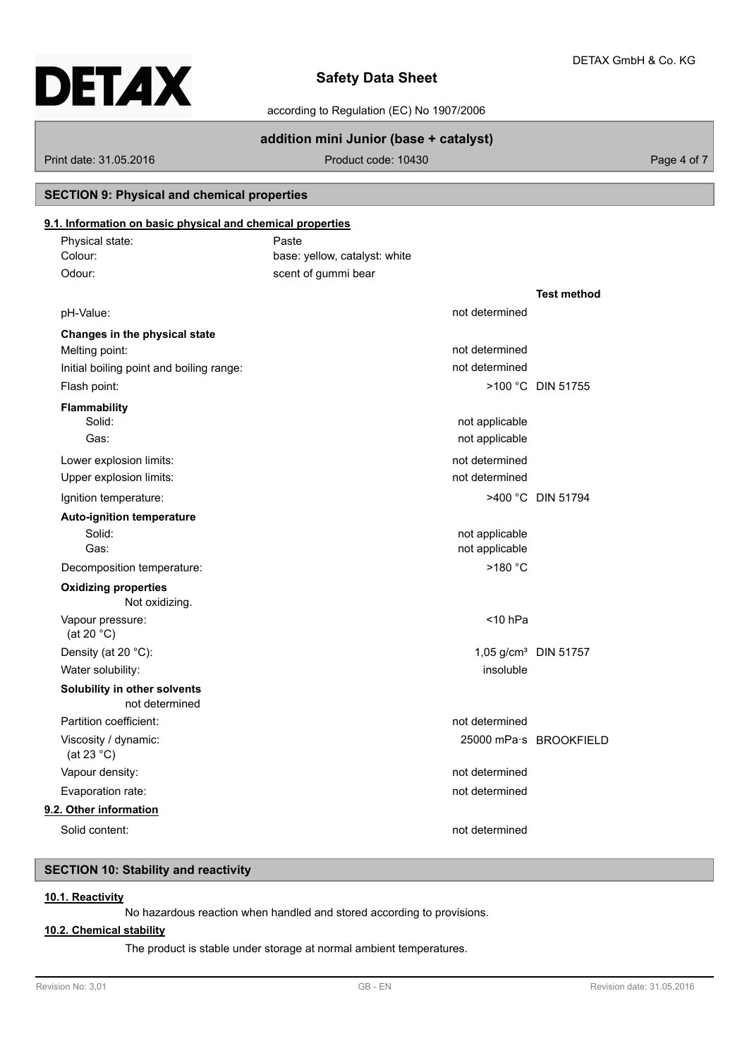## SECTION 9: Physical and chemical properties

### 9.1. Information on basic physical and chemical properties

Physical state: Paste

Colour: base: yellow, catalyst: white

Odour: scent of gummi bear

| | | Test method |
|---|---|---|
| pH-Value: | not determined | |
| **Changes in the physical state** | | |
| Melting point: | not determined | |
| Initial boiling point and boiling range: | not determined | |
| Flash point: | >100 °C | DIN 51755 |
| **Flammability** | | |
| Solid: | not applicable | |
| Gas: | not applicable | |
| Lower explosion limits: | not determined | |
| Upper explosion limits: | not determined | |
| Ignition temperature: | >400 °C | DIN 51794 |
| **Auto-ignition temperature** | | |
| Solid: | not applicable | |
| Gas: | not applicable | |
| Decomposition temperature: | >180 °C | |
| **Oxidizing properties** Not oxidizing. | | |
| Vapour pressure: (at 20 °C) | <10 hPa | |
| Density (at 20 °C): | 1,05 g/cm³ | DIN 51757 |
| Water solubility: | insoluble | |
| **Solubility in other solvents** not determined | | |
| Partition coefficient: | not determined | |
| Viscosity / dynamic: (at 23 °C) | 25000 mPa·s | BROOKFIELD |
| Vapour density: | not determined | |
| Evaporation rate: | not determined | |

### 9.2. Other information

Solid content: not determined

## SECTION 10: Stability and reactivity

### 10.1. Reactivity

No hazardous reaction when handled and stored according to provisions.

### 10.2. Chemical stability

The product is stable under storage at normal ambient temperatures.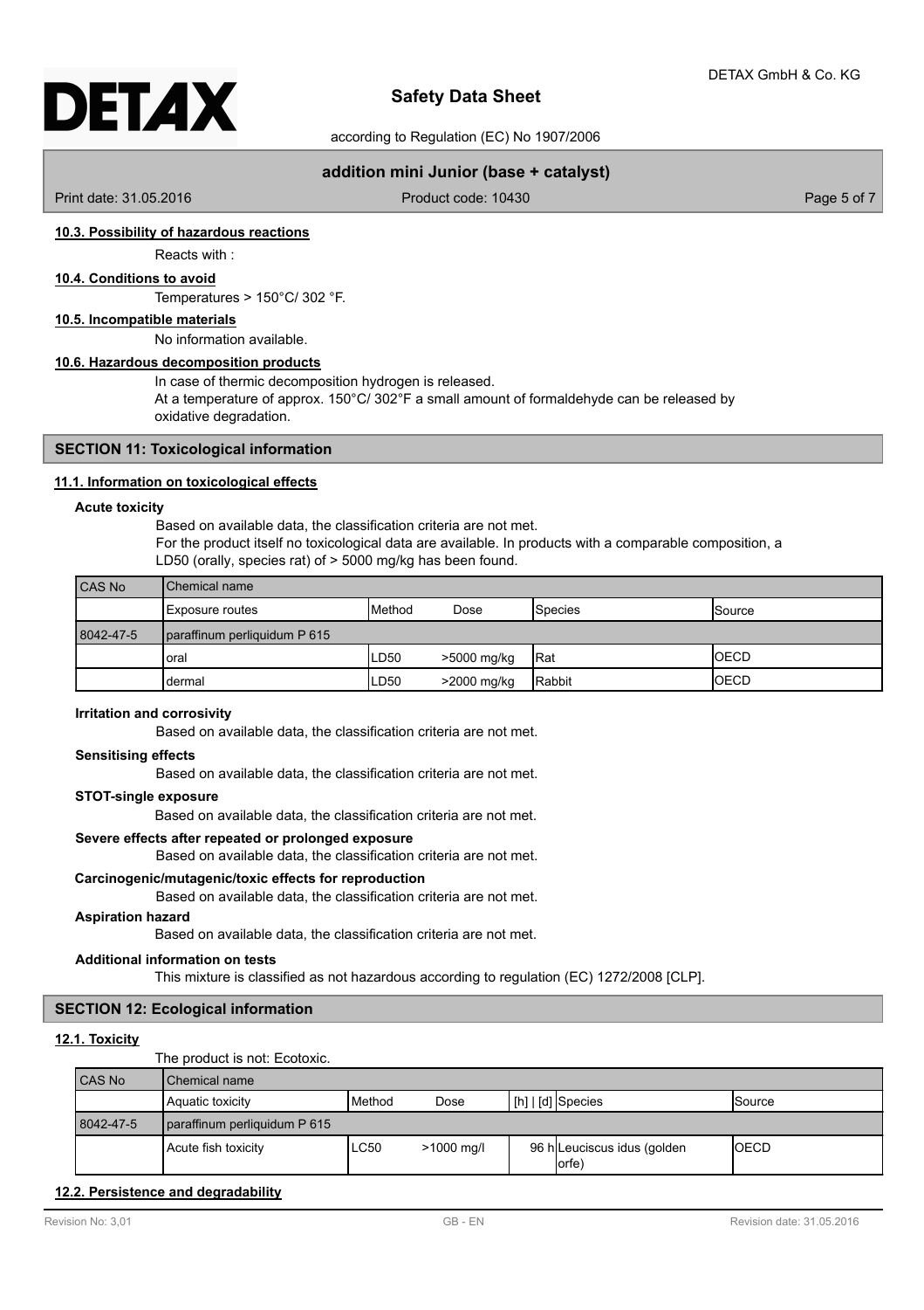### 10.3. Possibility of hazardous reactions

Reacts with :

### 10.4. Conditions to avoid

Temperatures > 150°C/ 302 °F.

### 10.5. Incompatible materials

No information available.

### 10.6. Hazardous decomposition products

In case of thermic decomposition hydrogen is released.
At a temperature of approx. 150°C/ 302°F a small amount of formaldehyde can be released by oxidative degradation.

## SECTION 11: Toxicological information

### 11.1. Information on toxicological effects

**Acute toxicity**

Based on available data, the classification criteria are not met.
For the product itself no toxicological data are available. In products with a comparable composition, a LD50 (orally, species rat) of > 5000 mg/kg has been found.

| CAS No | Chemical name | | | | |
|---|---|---|---|---|---|
| | Exposure routes | Method | Dose | Species | Source |
| 8042-47-5 | paraffinum perliquidum P 615 | | | | |
| | oral | LD50 | >5000 mg/kg | Rat | OECD |
| | dermal | LD50 | >2000 mg/kg | Rabbit | OECD |

**Irritation and corrosivity**

Based on available data, the classification criteria are not met.

**Sensitising effects**

Based on available data, the classification criteria are not met.

**STOT-single exposure**

Based on available data, the classification criteria are not met.

**Severe effects after repeated or prolonged exposure**

Based on available data, the classification criteria are not met.

**Carcinogenic/mutagenic/toxic effects for reproduction**

Based on available data, the classification criteria are not met.

**Aspiration hazard**

Based on available data, the classification criteria are not met.

**Additional information on tests**

This mixture is classified as not hazardous according to regulation (EC) 1272/2008 [CLP].

## SECTION 12: Ecological information

### 12.1. Toxicity

The product is not: Ecotoxic.

| CAS No | Chemical name | | | | | |
|---|---|---|---|---|---|---|
| | Aquatic toxicity | Method | Dose | [h] \| [d] | Species | Source |
| 8042-47-5 | paraffinum perliquidum P 615 | | | | | |
| | Acute fish toxicity | LC50 | >1000 mg/l | 96 h | Leuciscus idus (golden orfe) | OECD |

### 12.2. Persistence and degradability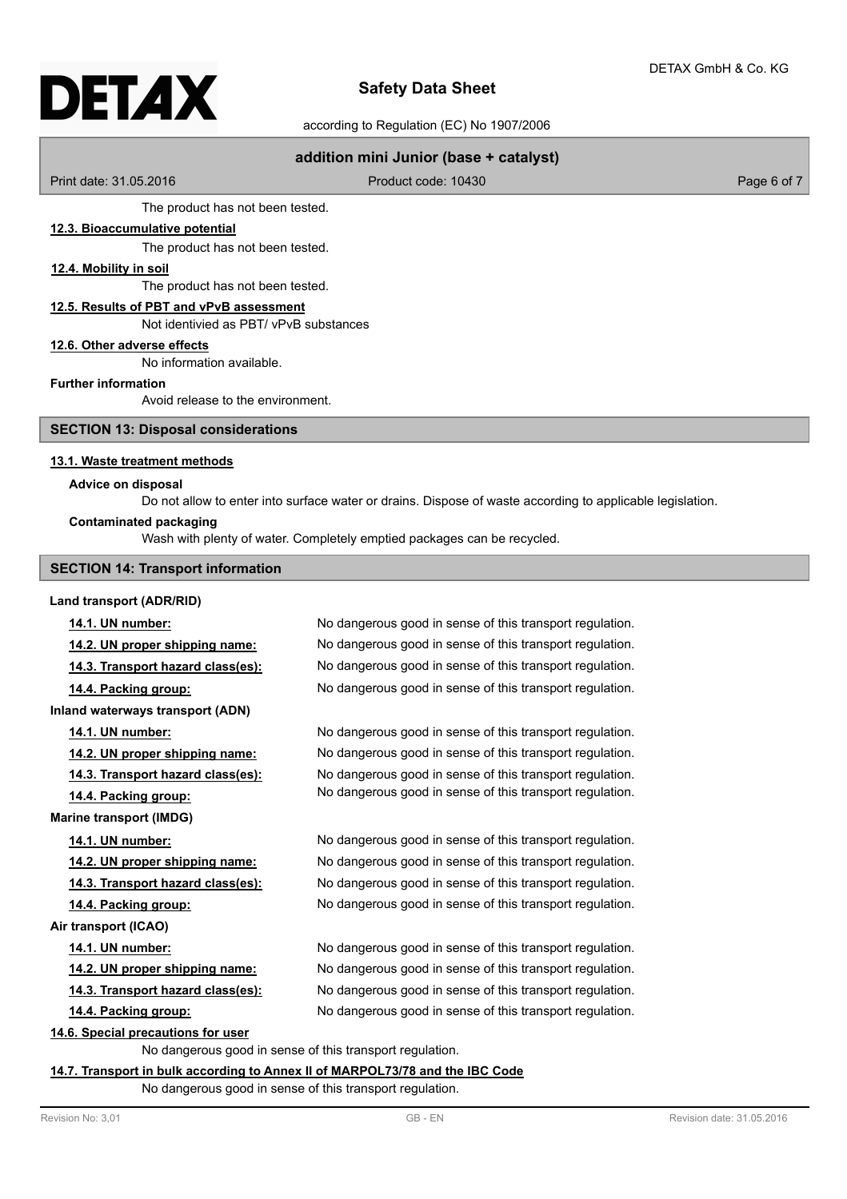The product has not been tested.

**12.3. Bioaccumulative potential**

The product has not been tested.

**12.4. Mobility in soil**

The product has not been tested.

**12.5. Results of PBT and vPvB assessment**

Not identivied as PBT/ vPvB substances

**12.6. Other adverse effects**

No information available.

**Further information**

Avoid release to the environment.

## SECTION 13: Disposal considerations

**13.1. Waste treatment methods**

**Advice on disposal**

Do not allow to enter into surface water or drains. Dispose of waste according to applicable legislation.

**Contaminated packaging**

Wash with plenty of water. Completely emptied packages can be recycled.

## SECTION 14: Transport information

**Land transport (ADR/RID)**

| | |
|---|---|
| **14.1. UN number:** | No dangerous good in sense of this transport regulation. |
| **14.2. UN proper shipping name:** | No dangerous good in sense of this transport regulation. |
| **14.3. Transport hazard class(es):** | No dangerous good in sense of this transport regulation. |
| **14.4. Packing group:** | No dangerous good in sense of this transport regulation. |

**Inland waterways transport (ADN)**

| | |
|---|---|
| **14.1. UN number:** | No dangerous good in sense of this transport regulation. |
| **14.2. UN proper shipping name:** | No dangerous good in sense of this transport regulation. |
| **14.3. Transport hazard class(es):** | No dangerous good in sense of this transport regulation. |
| **14.4. Packing group:** | No dangerous good in sense of this transport regulation. |

**Marine transport (IMDG)**

| | |
|---|---|
| **14.1. UN number:** | No dangerous good in sense of this transport regulation. |
| **14.2. UN proper shipping name:** | No dangerous good in sense of this transport regulation. |
| **14.3. Transport hazard class(es):** | No dangerous good in sense of this transport regulation. |
| **14.4. Packing group:** | No dangerous good in sense of this transport regulation. |

**Air transport (ICAO)**

| | |
|---|---|
| **14.1. UN number:** | No dangerous good in sense of this transport regulation. |
| **14.2. UN proper shipping name:** | No dangerous good in sense of this transport regulation. |
| **14.3. Transport hazard class(es):** | No dangerous good in sense of this transport regulation. |
| **14.4. Packing group:** | No dangerous good in sense of this transport regulation. |

**14.6. Special precautions for user**

No dangerous good in sense of this transport regulation.

**14.7. Transport in bulk according to Annex II of MARPOL73/78 and the IBC Code**

No dangerous good in sense of this transport regulation.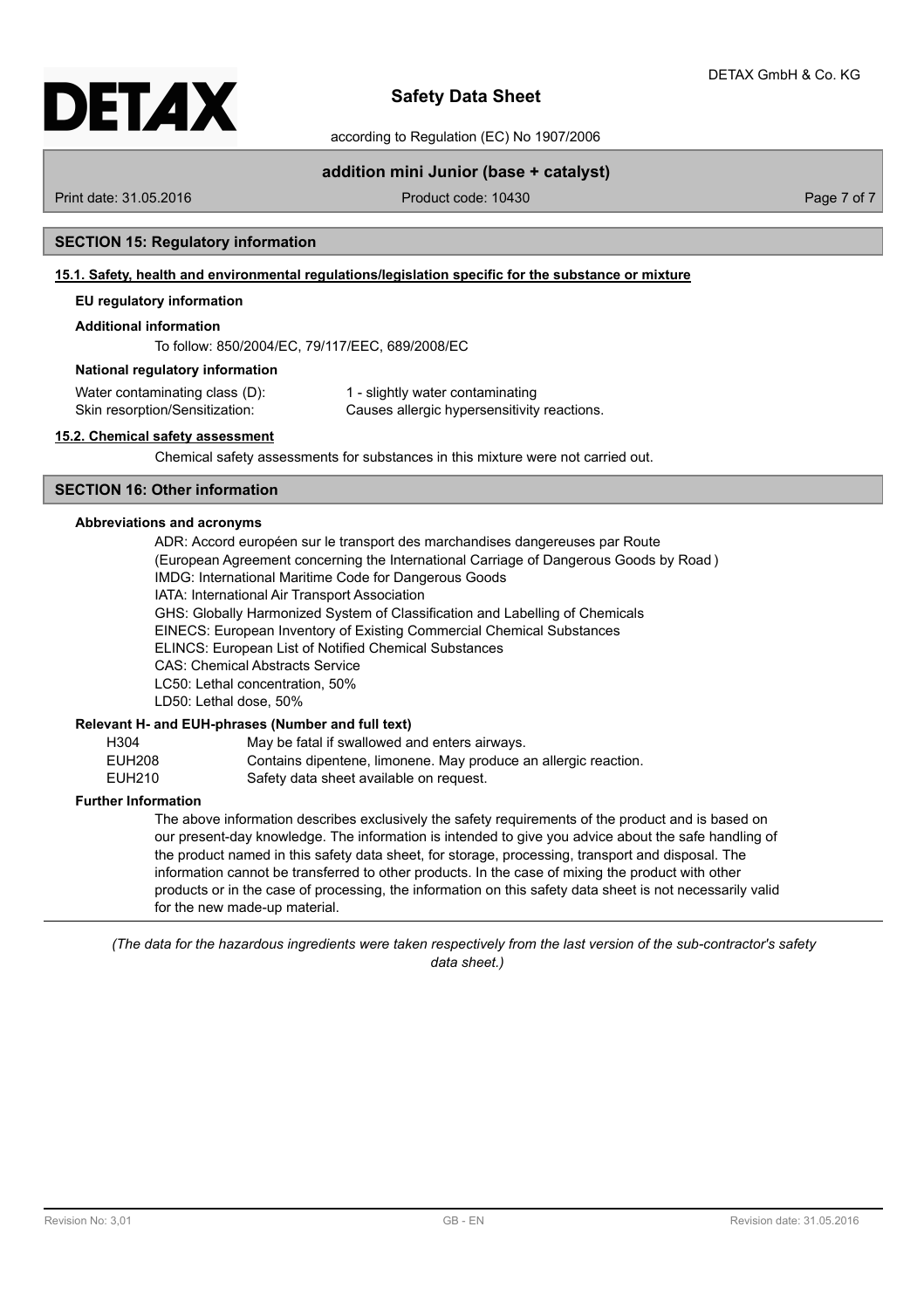## SECTION 15: Regulatory information

### 15.1. Safety, health and environmental regulations/legislation specific for the substance or mixture

**EU regulatory information**

**Additional information**

To follow: 850/2004/EC, 79/117/EEC, 689/2008/EC

**National regulatory information**

| | |
|---|---|
| Water contaminating class (D): | 1 - slightly water contaminating |
| Skin resorption/Sensitization: | Causes allergic hypersensitivity reactions. |

### 15.2. Chemical safety assessment

Chemical safety assessments for substances in this mixture were not carried out.

## SECTION 16: Other information

**Abbreviations and acronyms**

ADR: Accord européen sur le transport des marchandises dangereuses par Route
(European Agreement concerning the International Carriage of Dangerous Goods by Road )
IMDG: International Maritime Code for Dangerous Goods
IATA: International Air Transport Association
GHS: Globally Harmonized System of Classification and Labelling of Chemicals
EINECS: European Inventory of Existing Commercial Chemical Substances
ELINCS: European List of Notified Chemical Substances
CAS: Chemical Abstracts Service
LC50: Lethal concentration, 50%
LD50: Lethal dose, 50%

**Relevant H- and EUH-phrases (Number and full text)**

| | |
|---|---|
| H304 | May be fatal if swallowed and enters airways. |
| EUH208 | Contains dipentene, limonene. May produce an allergic reaction. |
| EUH210 | Safety data sheet available on request. |

**Further Information**

The above information describes exclusively the safety requirements of the product and is based on our present-day knowledge. The information is intended to give you advice about the safe handling of the product named in this safety data sheet, for storage, processing, transport and disposal. The information cannot be transferred to other products. In the case of mixing the product with other products or in the case of processing, the information on this safety data sheet is not necessarily valid for the new made-up material.

*(The data for the hazardous ingredients were taken respectively from the last version of the sub-contractor's safety data sheet.)*